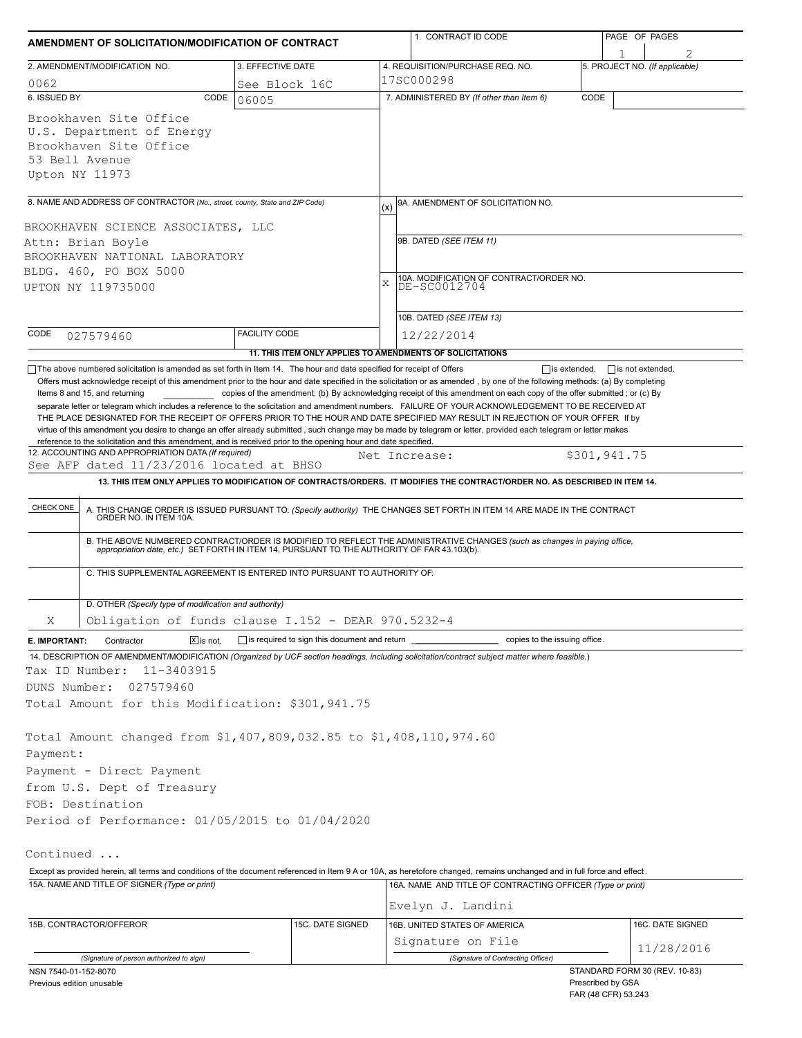# AMENDMENT OF SOLICITATION/MODIFICATION OF CONTRACT

| 1. CONTRACT ID CODE | PAGE OF PAGES |
|---|---|
| | 1 of 2 |

| 2. AMENDMENT/MODIFICATION NO. | 3. EFFECTIVE DATE | 4. REQUISITION/PURCHASE REQ. NO. | 5. PROJECT NO. (If applicable) |
|---|---|---|---|
| 0062 | See Block 16C | 17SC000298 | |

**6. ISSUED BY** CODE 06005

Brookhaven Site Office
U.S. Department of Energy
Brookhaven Site Office
53 Bell Avenue
Upton NY 11973

**7. ADMINISTERED BY** *(If other than Item 6)* CODE

**8. NAME AND ADDRESS OF CONTRACTOR** *(No., street, county, State and ZIP Code)*

BROOKHAVEN SCIENCE ASSOCIATES, LLC
Attn: Brian Boyle
BROOKHAVEN NATIONAL LABORATORY
BLDG. 460, PO BOX 5000
UPTON NY 119735000

CODE 027579460 FACILITY CODE

(x) 9A. AMENDMENT OF SOLICITATION NO.

9B. DATED *(SEE ITEM 11)*

X 10A. MODIFICATION OF CONTRACT/ORDER NO. DE-SC0012704

10B. DATED *(SEE ITEM 13)* 12/22/2014

**11. THIS ITEM ONLY APPLIES TO AMENDMENTS OF SOLICITATIONS**

☐ The above numbered solicitation is amended as set forth in Item 14. The hour and date specified for receipt of Offers ☐ is extended, ☐ is not extended.

Offers must acknowledge receipt of this amendment prior to the hour and date specified in the solicitation or as amended , by one of the following methods: (a) By completing Items 8 and 15, and returning \_\_\_\_\_\_\_\_\_\_ copies of the amendment; (b) By acknowledging receipt of this amendment on each copy of the offer submitted ; or (c) By separate letter or telegram which includes a reference to the solicitation and amendment numbers. FAILURE OF YOUR ACKNOWLEDGEMENT TO BE RECEIVED AT THE PLACE DESIGNATED FOR THE RECEIPT OF OFFERS PRIOR TO THE HOUR AND DATE SPECIFIED MAY RESULT IN REJECTION OF YOUR OFFER If by virtue of this amendment you desire to change an offer already submitted , such change may be made by telegram or letter, provided each telegram or letter makes reference to the solicitation and this amendment, and is received prior to the opening hour and date specified.

**12. ACCOUNTING AND APPROPRIATION DATA** *(If required)*
See AFP dated 11/23/2016 located at BHSO — Net Increase: $301,941.75

**13. THIS ITEM ONLY APPLIES TO MODIFICATION OF CONTRACTS/ORDERS. IT MODIFIES THE CONTRACT/ORDER NO. AS DESCRIBED IN ITEM 14.**

| CHECK ONE | |
|---|---|
| | A. THIS CHANGE ORDER IS ISSUED PURSUANT TO: *(Specify authority)* THE CHANGES SET FORTH IN ITEM 14 ARE MADE IN THE CONTRACT ORDER NO. IN ITEM 10A. |
| | B. THE ABOVE NUMBERED CONTRACT/ORDER IS MODIFIED TO REFLECT THE ADMINISTRATIVE CHANGES *(such as changes in paying office, appropriation date, etc.)* SET FORTH IN ITEM 14, PURSUANT TO THE AUTHORITY OF FAR 43.103(b). |
| | C. THIS SUPPLEMENTAL AGREEMENT IS ENTERED INTO PURSUANT TO AUTHORITY OF: |
| X | D. OTHER *(Specify type of modification and authority)* Obligation of funds clause I.152 - DEAR 970.5232-4 |

**E. IMPORTANT:** Contractor ☒ is not, ☐ is required to sign this document and return \_\_\_\_\_\_\_\_\_\_ copies to the issuing office.

**14. DESCRIPTION OF AMENDMENT/MODIFICATION** *(Organized by UCF section headings, including solicitation/contract subject matter where feasible.)*

Tax ID Number: 11-3403915
DUNS Number: 027579460
Total Amount for this Modification: $301,941.75

Total Amount changed from $1,407,809,032.85 to $1,408,110,974.60
Payment:
Payment - Direct Payment
from U.S. Dept of Treasury
FOB: Destination
Period of Performance: 01/05/2015 to 01/04/2020

Continued ...

Except as provided herein, all terms and conditions of the document referenced in Item 9 A or 10A, as heretofore changed, remains unchanged and in full force and effect.

| 15A. NAME AND TITLE OF SIGNER (Type or print) | | 16A. NAME AND TITLE OF CONTRACTING OFFICER (Type or print) | |
|---|---|---|---|
| | | Evelyn J. Landini | |
| 15B. CONTRACTOR/OFFEROR | 15C. DATE SIGNED | 16B. UNITED STATES OF AMERICA | 16C. DATE SIGNED |
| (Signature of person authorized to sign) | | Signature on File (Signature of Contracting Officer) | 11/28/2016 |

NSN 7540-01-152-8070
Previous edition unusable

STANDARD FORM 30 (REV. 10-83)
Prescribed by GSA
FAR (48 CFR) 53.243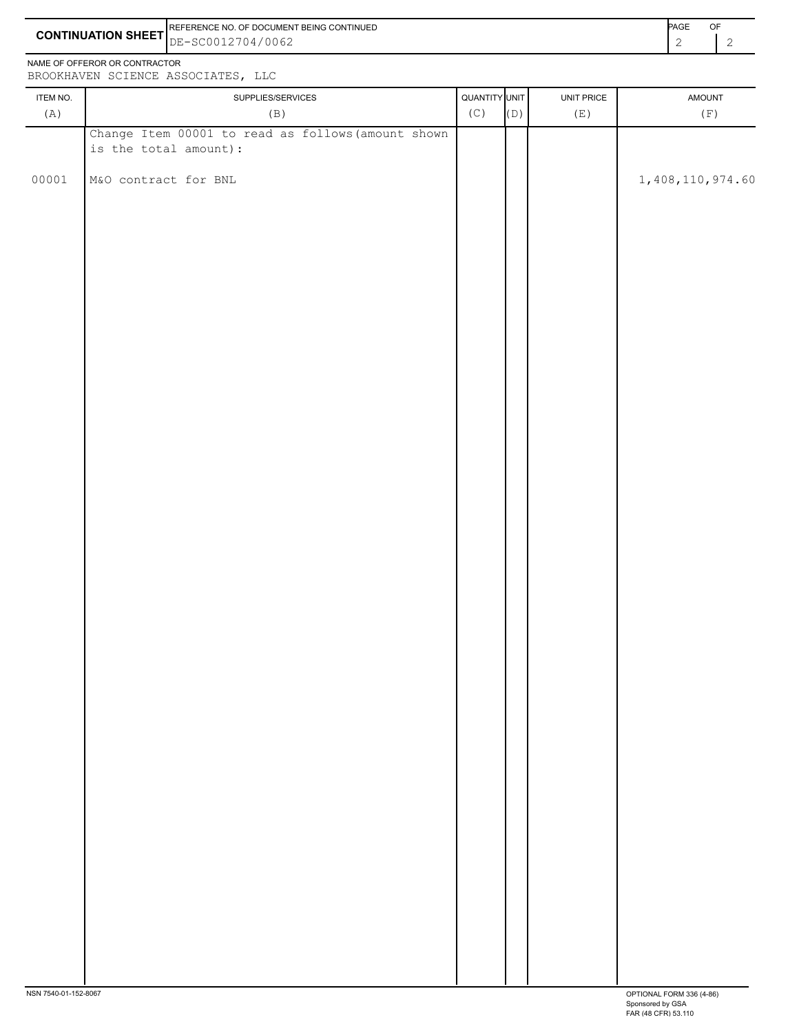**CONTINUATION SHEET**

REFERENCE NO. OF DOCUMENT BEING CONTINUED: DE-SC0012704/0062

NAME OF OFFEROR OR CONTRACTOR
BROOKHAVEN SCIENCE ASSOCIATES, LLC

| ITEM NO. (A) | SUPPLIES/SERVICES (B) | QUANTITY (C) | UNIT (D) | UNIT PRICE (E) | AMOUNT (F) |
|---|---|---|---|---|---|
| | Change Item 00001 to read as follows(amount shown is the total amount): | | | | |
| 00001 | M&O contract for BNL | | | | 1,408,110,974.60 |

NSN 7540-01-152-8067

OPTIONAL FORM 336 (4-86)
Sponsored by GSA
FAR (48 CFR) 53.110